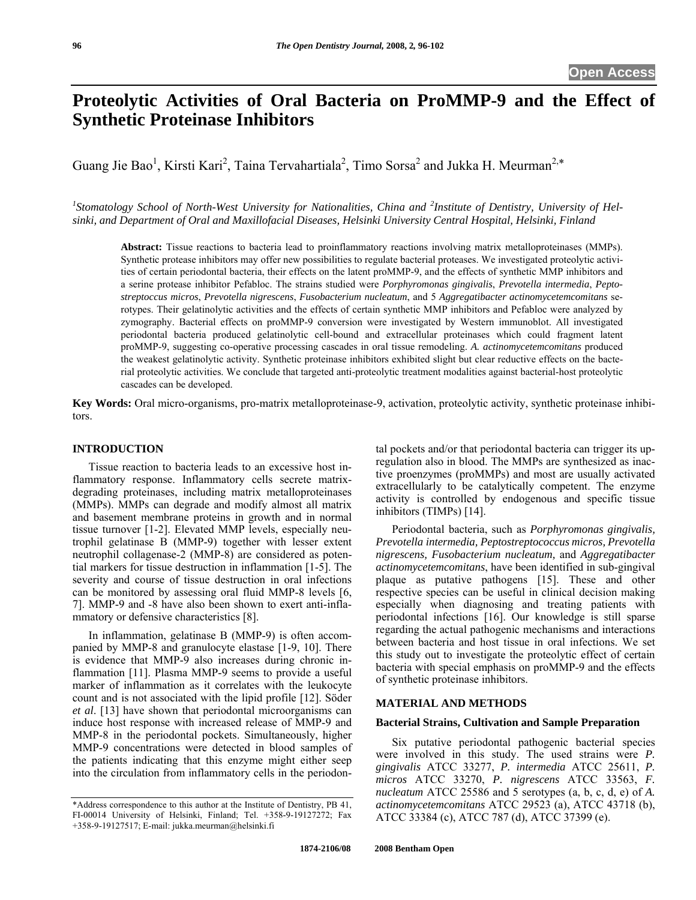Open Access

# Proteolytic Activities of Oral Bacteria on ProMMP-9 and the Effect of Synthetic Proteinase Inhibitors

Guang Jie Bao[1], Kirsti Kari[2], Taina Tervahartiala[2], Timo Sorsa[2] and Jukka H. Meurman[2,*]

[1]*Stomatology School of North-West University for Nationalities, China and* [2]*Institute of Dentistry, University of Helsinki, and Department of Oral and Maxillofacial Diseases, Helsinki University Central Hospital, Helsinki, Finland*

**Abstract:** Tissue reactions to bacteria lead to proinflammatory reactions involving matrix metalloproteinases (MMPs). Synthetic protease inhibitors may offer new possibilities to regulate bacterial proteases. We investigated proteolytic activities of certain periodontal bacteria, their effects on the latent proMMP-9, and the effects of synthetic MMP inhibitors and a serine protease inhibitor Pefabloc. The strains studied were *Porphyromonas gingivalis*, *Prevotella intermedia*, *Peptostreptococcus micros*, *Prevotella nigrescens*, *Fusobacterium nucleatum*, and 5 *Aggregatibacter actinomycetemcomitans* serotypes. Their gelatinolytic activities and the effects of certain synthetic MMP inhibitors and Pefabloc were analyzed by zymography. Bacterial effects on proMMP-9 conversion were investigated by Western immunoblot. All investigated periodontal bacteria produced gelatinolytic cell-bound and extracellular proteinases which could fragment latent proMMP-9, suggesting co-operative processing cascades in oral tissue remodeling. *A. actinomycetemcomitans* produced the weakest gelatinolytic activity. Synthetic proteinase inhibitors exhibited slight but clear reductive effects on the bacterial proteolytic activities. We conclude that targeted anti-proteolytic treatment modalities against bacterial-host proteolytic cascades can be developed.

**Key Words:** Oral micro-organisms, pro-matrix metalloproteinase-9, activation, proteolytic activity, synthetic proteinase inhibitors.

## INTRODUCTION

Tissue reaction to bacteria leads to an excessive host inflammatory response. Inflammatory cells secrete matrix-degrading proteinases, including matrix metalloproteinases (MMPs). MMPs can degrade and modify almost all matrix and basement membrane proteins in growth and in normal tissue turnover [1-2]. Elevated MMP levels, especially neutrophil gelatinase B (MMP-9) together with lesser extent neutrophil collagenase-2 (MMP-8) are considered as potential markers for tissue destruction in inflammation [1-5]. The severity and course of tissue destruction in oral infections can be monitored by assessing oral fluid MMP-8 levels [6, 7]. MMP-9 and -8 have also been shown to exert anti-inflammatory or defensive characteristics [8].

In inflammation, gelatinase B (MMP-9) is often accompanied by MMP-8 and granulocyte elastase [1-9, 10]. There is evidence that MMP-9 also increases during chronic inflammation [11]. Plasma MMP-9 seems to provide a useful marker of inflammation as it correlates with the leukocyte count and is not associated with the lipid profile [12]. Söder *et al*. [13] have shown that periodontal microorganisms can induce host response with increased release of MMP-9 and MMP-8 in the periodontal pockets. Simultaneously, higher MMP-9 concentrations were detected in blood samples of the patients indicating that this enzyme might either seep into the circulation from inflammatory cells in the periodontal pockets and/or that periodontal bacteria can trigger its up-regulation also in blood. The MMPs are synthesized as inactive proenzymes (proMMPs) and most are usually activated extracellularly to be catalytically competent. The enzyme activity is controlled by endogenous and specific tissue inhibitors (TIMPs) [14].

Periodontal bacteria, such as *Porphyromonas gingivalis, Prevotella intermedia, Peptostreptococcus micros, Prevotella nigrescens, Fusobacterium nucleatum,* and *Aggregatibacter actinomycetemcomitans*, have been identified in sub-gingival plaque as putative pathogens [15]. These and other respective species can be useful in clinical decision making especially when diagnosing and treating patients with periodontal infections [16]. Our knowledge is still sparse regarding the actual pathogenic mechanisms and interactions between bacteria and host tissue in oral infections. We set this study out to investigate the proteolytic effect of certain bacteria with special emphasis on proMMP-9 and the effects of synthetic proteinase inhibitors.

## MATERIAL AND METHODS

### Bacterial Strains, Cultivation and Sample Preparation

Six putative periodontal pathogenic bacterial species were involved in this study. The used strains were *P. gingivalis* ATCC 33277, *P. intermedia* ATCC 25611, *P. micros* ATCC 33270, *P. nigrescens* ATCC 33563, *F. nucleatum* ATCC 25586 and 5 serotypes (a, b, c, d, e) of *A. actinomycetemcomitans* ATCC 29523 (a), ATCC 43718 (b), ATCC 33384 (c), ATCC 787 (d), ATCC 37399 (e).

*Address correspondence to this author at the Institute of Dentistry, PB 41, FI-00014 University of Helsinki, Finland; Tel. +358-9-19127272; Fax +358-9-19127517; E-mail: jukka.meurman@helsinki.fi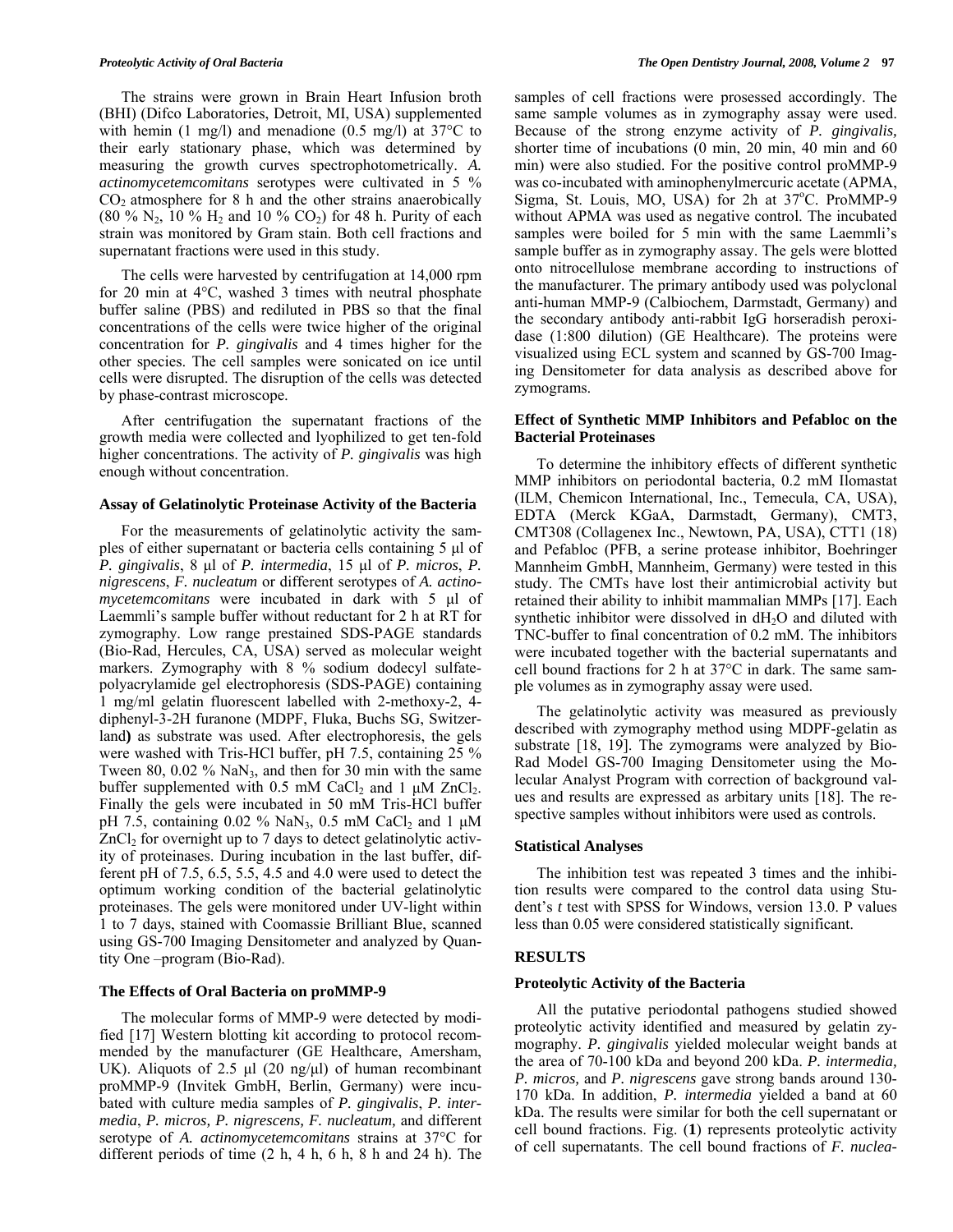The strains were grown in Brain Heart Infusion broth (BHI) (Difco Laboratories, Detroit, MI, USA) supplemented with hemin (1 mg/l) and menadione (0.5 mg/l) at 37°C to their early stationary phase, which was determined by measuring the growth curves spectrophotometrically. *A. actinomycetemcomitans* serotypes were cultivated in 5 % $CO_2$ atmosphere for 8 h and the other strains anaerobically (80 % $N_2$, 10 % $H_2$ and 10 % $CO_2$) for 48 h. Purity of each strain was monitored by Gram stain. Both cell fractions and supernatant fractions were used in this study.

The cells were harvested by centrifugation at 14,000 rpm for 20 min at 4°C, washed 3 times with neutral phosphate buffer saline (PBS) and rediluted in PBS so that the final concentrations of the cells were twice higher of the original concentration for *P. gingivalis* and 4 times higher for the other species. The cell samples were sonicated on ice until cells were disrupted. The disruption of the cells was detected by phase-contrast microscope.

After centrifugation the supernatant fractions of the growth media were collected and lyophilized to get ten-fold higher concentrations. The activity of *P. gingivalis* was high enough without concentration.

### Assay of Gelatinolytic Proteinase Activity of the Bacteria

For the measurements of gelatinolytic activity the samples of either supernatant or bacteria cells containing 5 µl of *P. gingivalis*, 8 µl of *P. intermedia*, 15 µl of *P. micros*, *P. nigrescens*, *F. nucleatum* or different serotypes of *A. actinomycetemcomitans* were incubated in dark with 5 µl of Laemmli's sample buffer without reductant for 2 h at RT for zymography. Low range prestained SDS-PAGE standards (Bio-Rad, Hercules, CA, USA) served as molecular weight markers. Zymography with 8 % sodium dodecyl sulfate-polyacrylamide gel electrophoresis (SDS-PAGE) containing 1 mg/ml gelatin fluorescent labelled with 2-methoxy-2, 4-diphenyl-3-2H furanone (MDPF, Fluka, Buchs SG, Switzerland**)** as substrate was used. After electrophoresis, the gels were washed with Tris-HCl buffer, pH 7.5, containing 25 % Tween 80, 0.02 % $NaN_3$, and then for 30 min with the same buffer supplemented with 0.5 mM $CaCl_2$ and 1 µM $ZnCl_2$. Finally the gels were incubated in 50 mM Tris-HCl buffer pH 7.5, containing 0.02 % $NaN_3$, 0.5 mM $CaCl_2$ and 1 µM $ZnCl_2$ for overnight up to 7 days to detect gelatinolytic activity of proteinases. During incubation in the last buffer, different pH of 7.5, 6.5, 5.5, 4.5 and 4.0 were used to detect the optimum working condition of the bacterial gelatinolytic proteinases. The gels were monitored under UV-light within 1 to 7 days, stained with Coomassie Brilliant Blue, scanned using GS-700 Imaging Densitometer and analyzed by Quantity One –program (Bio-Rad).

### The Effects of Oral Bacteria on proMMP-9

The molecular forms of MMP-9 were detected by modified [17] Western blotting kit according to protocol recommended by the manufacturer (GE Healthcare, Amersham, UK). Aliquots of 2.5 µl (20 ng/µl) of human recombinant proMMP-9 (Invitek GmbH, Berlin, Germany) were incubated with culture media samples of *P. gingivalis*, *P. intermedia*, *P. micros, P. nigrescens, F. nucleatum,* and different serotype of *A. actinomycetemcomitans* strains at 37°C for different periods of time (2 h, 4 h, 6 h, 8 h and 24 h). The samples of cell fractions were prosessed accordingly. The same sample volumes as in zymography assay were used. Because of the strong enzyme activity of *P. gingivalis,* shorter time of incubations (0 min, 20 min, 40 min and 60 min) were also studied. For the positive control proMMP-9 was co-incubated with aminophenylmercuric acetate (APMA, Sigma, St. Louis, MO, USA) for 2h at 37°C. ProMMP-9 without APMA was used as negative control. The incubated samples were boiled for 5 min with the same Laemmli's sample buffer as in zymography assay. The gels were blotted onto nitrocellulose membrane according to instructions of the manufacturer. The primary antibody used was polyclonal anti-human MMP-9 (Calbiochem, Darmstadt, Germany) and the secondary antibody anti-rabbit IgG horseradish peroxidase (1:800 dilution) (GE Healthcare). The proteins were visualized using ECL system and scanned by GS-700 Imaging Densitometer for data analysis as described above for zymograms.

### Effect of Synthetic MMP Inhibitors and Pefabloc on the Bacterial Proteinases

To determine the inhibitory effects of different synthetic MMP inhibitors on periodontal bacteria, 0.2 mM Ilomastat (ILM, Chemicon International, Inc., Temecula, CA, USA), EDTA (Merck KGaA, Darmstadt, Germany), CMT3, CMT308 (Collagenex Inc., Newtown, PA, USA), CTT1 (18) and Pefabloc (PFB, a serine protease inhibitor, Boehringer Mannheim GmbH, Mannheim, Germany) were tested in this study. The CMTs have lost their antimicrobial activity but retained their ability to inhibit mammalian MMPs [17]. Each synthetic inhibitor were dissolved in $dH_2O$ and diluted with TNC-buffer to final concentration of 0.2 mM. The inhibitors were incubated together with the bacterial supernatants and cell bound fractions for 2 h at 37°C in dark. The same sample volumes as in zymography assay were used.

The gelatinolytic activity was measured as previously described with zymography method using MDPF-gelatin as substrate [18, 19]. The zymograms were analyzed by Bio-Rad Model GS-700 Imaging Densitometer using the Molecular Analyst Program with correction of background values and results are expressed as arbitary units [18]. The respective samples without inhibitors were used as controls.

### Statistical Analyses

The inhibition test was repeated 3 times and the inhibition results were compared to the control data using Student's *t* test with SPSS for Windows, version 13.0. P values less than 0.05 were considered statistically significant.

## RESULTS

### Proteolytic Activity of the Bacteria

All the putative periodontal pathogens studied showed proteolytic activity identified and measured by gelatin zymography. *P. gingivalis* yielded molecular weight bands at the area of 70-100 kDa and beyond 200 kDa. *P. intermedia, P. micros,* and *P. nigrescens* gave strong bands around 130-170 kDa. In addition, *P. intermedia* yielded a band at 60 kDa. The results were similar for both the cell supernatant or cell bound fractions. Fig. (**1**) represents proteolytic activity of cell supernatants. The cell bound fractions of *F. nuclea-*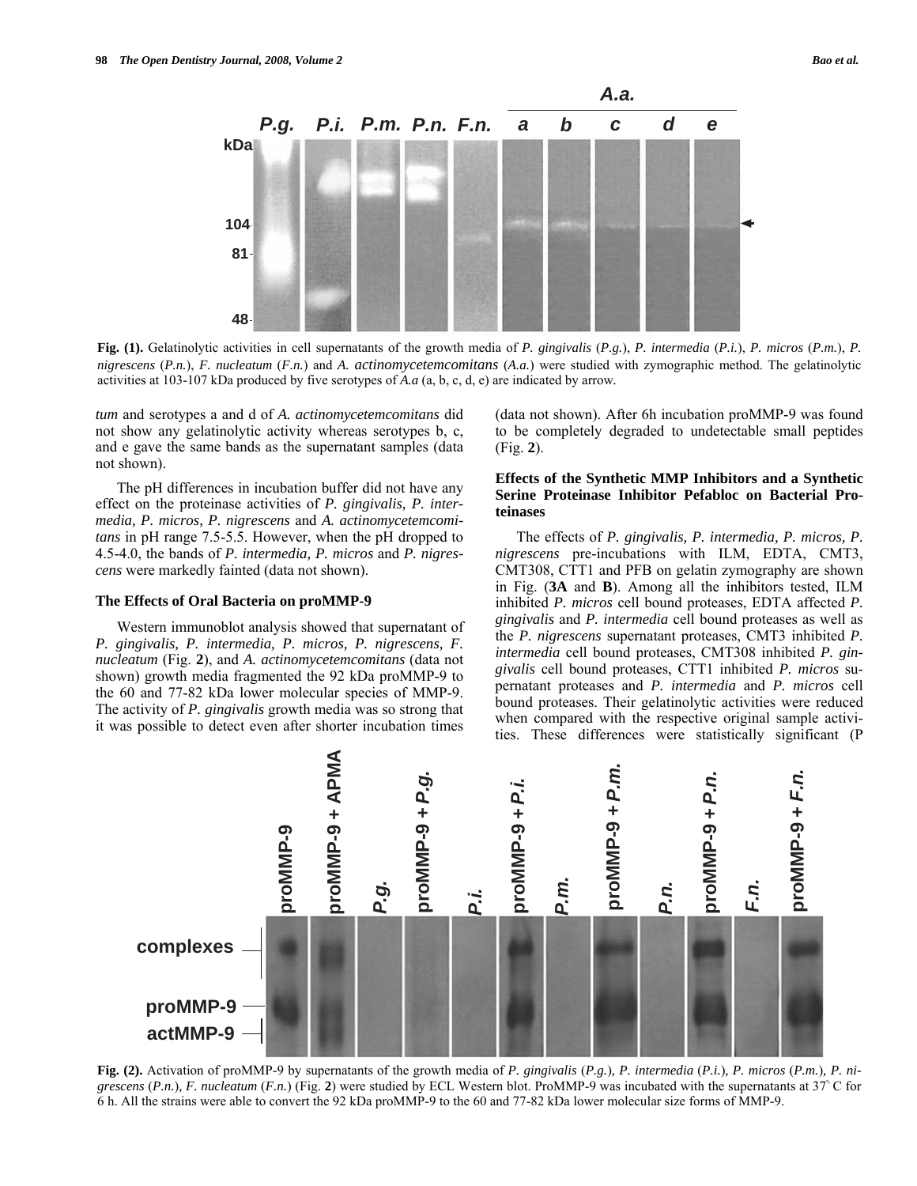**Fig. (1).** Gelatinolytic activities in cell supernatants of the growth media of *P. gingivalis* (*P.g.*), *P. intermedia* (*P.i.*), *P. micros* (*P.m.*), *P. nigrescens* (*P.n.*), *F. nucleatum* (*F.n.*) and *A. actinomycetemcomitans* (*A.a.*) were studied with zymographic method. The gelatinolytic activities at 103-107 kDa produced by five serotypes of *A.a* (a, b, c, d, e) are indicated by arrow.

*tum* and serotypes a and d of *A. actinomycetemcomitans* did not show any gelatinolytic activity whereas serotypes b, c, and e gave the same bands as the supernatant samples (data not shown).

The pH differences in incubation buffer did not have any effect on the proteinase activities of *P. gingivalis, P. intermedia, P. micros, P. nigrescens* and *A. actinomycetemcomitans* in pH range 7.5-5.5. However, when the pH dropped to 4.5-4.0, the bands of *P. intermedia, P. micros* and *P. nigrescens* were markedly fainted (data not shown).

### The Effects of Oral Bacteria on proMMP-9

Western immunoblot analysis showed that supernatant of *P. gingivalis, P. intermedia, P. micros, P. nigrescens, F. nucleatum* (Fig. **2**), and *A. actinomycetemcomitans* (data not shown) growth media fragmented the 92 kDa proMMP-9 to the 60 and 77-82 kDa lower molecular species of MMP-9. The activity of *P. gingivalis* growth media was so strong that it was possible to detect even after shorter incubation times (data not shown). After 6h incubation proMMP-9 was found to be completely degraded to undetectable small peptides (Fig. **2**).

### Effects of the Synthetic MMP Inhibitors and a Synthetic Serine Proteinase Inhibitor Pefabloc on Bacterial Proteinases

The effects of *P. gingivalis, P. intermedia, P. micros, P. nigrescens* pre-incubations with ILM, EDTA, CMT3, CMT308, CTT1 and PFB on gelatin zymography are shown in Fig. (**3A** and **B**). Among all the inhibitors tested, ILM inhibited *P. micros* cell bound proteases, EDTA affected *P. gingivalis* and *P. intermedia* cell bound proteases as well as the *P. nigrescens* supernatant proteases, CMT3 inhibited *P. intermedia* cell bound proteases, CMT308 inhibited *P. gingivalis* cell bound proteases, CTT1 inhibited *P. micros* supernatant proteases and *P. intermedia* and *P. micros* cell bound proteases. Their gelatinolytic activities were reduced when compared with the respective original sample activities. These differences were statistically significant (P

**Fig. (2).** Activation of proMMP-9 by supernatants of the growth media of *P. gingivalis* (*P.g.*), *P. intermedia* (*P.i.*), *P. micros* (*P.m.*), *P. nigrescens* (*P.n.*), *F. nucleatum* (*F.n.*) (Fig. **2**) were studied by ECL Western blot. ProMMP-9 was incubated with the supernatants at 37° C for 6 h. All the strains were able to convert the 92 kDa proMMP-9 to the 60 and 77-82 kDa lower molecular size forms of MMP-9.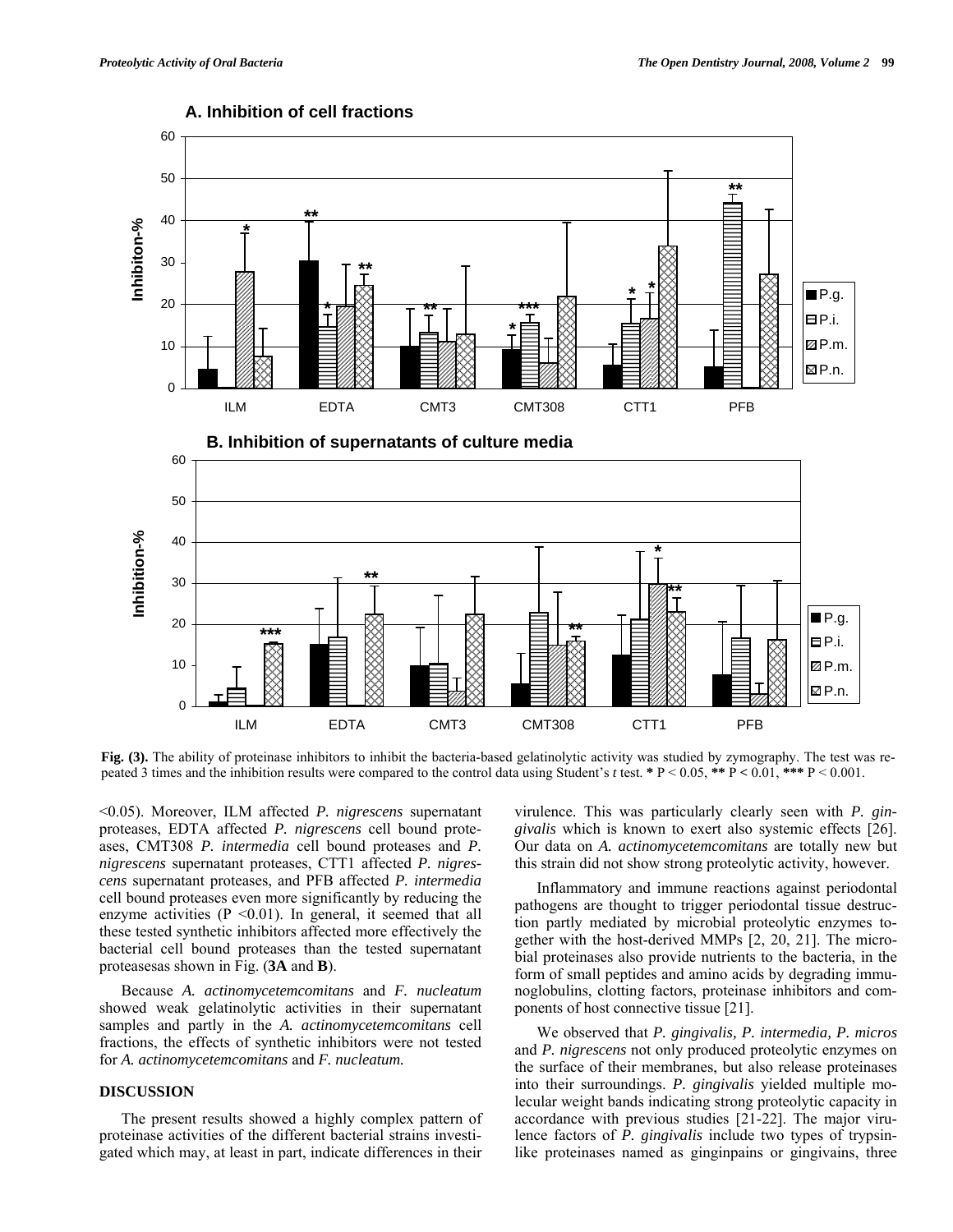Fig. (3). The ability of proteinase inhibitors to inhibit the bacteria-based gelatinolytic activity was studied by zymography. The test was repeated 3 times and the inhibition results were compared to the control data using Student's *t* test. **\*** P < 0.05, **\*\*** P < 0.01, **\*\*\*** P < 0.001.

<0.05). Moreover, ILM affected *P. nigrescens* supernatant proteases, EDTA affected *P. nigrescens* cell bound proteases, CMT308 *P. intermedia* cell bound proteases and *P. nigrescens* supernatant proteases, CTT1 affected *P. nigrescens* supernatant proteases, and PFB affected *P. intermedia* cell bound proteases even more significantly by reducing the enzyme activities (P <0.01). In general, it seemed that all these tested synthetic inhibitors affected more effectively the bacterial cell bound proteases than the tested supernatant proteasesas shown in Fig. (**3A** and **B**).

Because *A. actinomycetemcomitans* and *F. nucleatum* showed weak gelatinolytic activities in their supernatant samples and partly in the *A. actinomycetemcomitans* cell fractions, the effects of synthetic inhibitors were not tested for *A. actinomycetemcomitans* and *F. nucleatum.*

## DISCUSSION

The present results showed a highly complex pattern of proteinase activities of the different bacterial strains investigated which may, at least in part, indicate differences in their virulence. This was particularly clearly seen with *P. gingivalis* which is known to exert also systemic effects [26]. Our data on *A. actinomycetemcomitans* are totally new but this strain did not show strong proteolytic activity, however.

Inflammatory and immune reactions against periodontal pathogens are thought to trigger periodontal tissue destruction partly mediated by microbial proteolytic enzymes together with the host-derived MMPs [2, 20, 21]. The microbial proteinases also provide nutrients to the bacteria, in the form of small peptides and amino acids by degrading immunoglobulins, clotting factors, proteinase inhibitors and components of host connective tissue [21].

We observed that *P. gingivalis, P. intermedia, P. micros* and *P. nigrescens* not only produced proteolytic enzymes on the surface of their membranes, but also release proteinases into their surroundings. *P. gingivalis* yielded multiple molecular weight bands indicating strong proteolytic capacity in accordance with previous studies [21-22]. The major virulence factors of *P. gingivalis* include two types of trypsin-like proteinases named as ginginpains or gingivains, three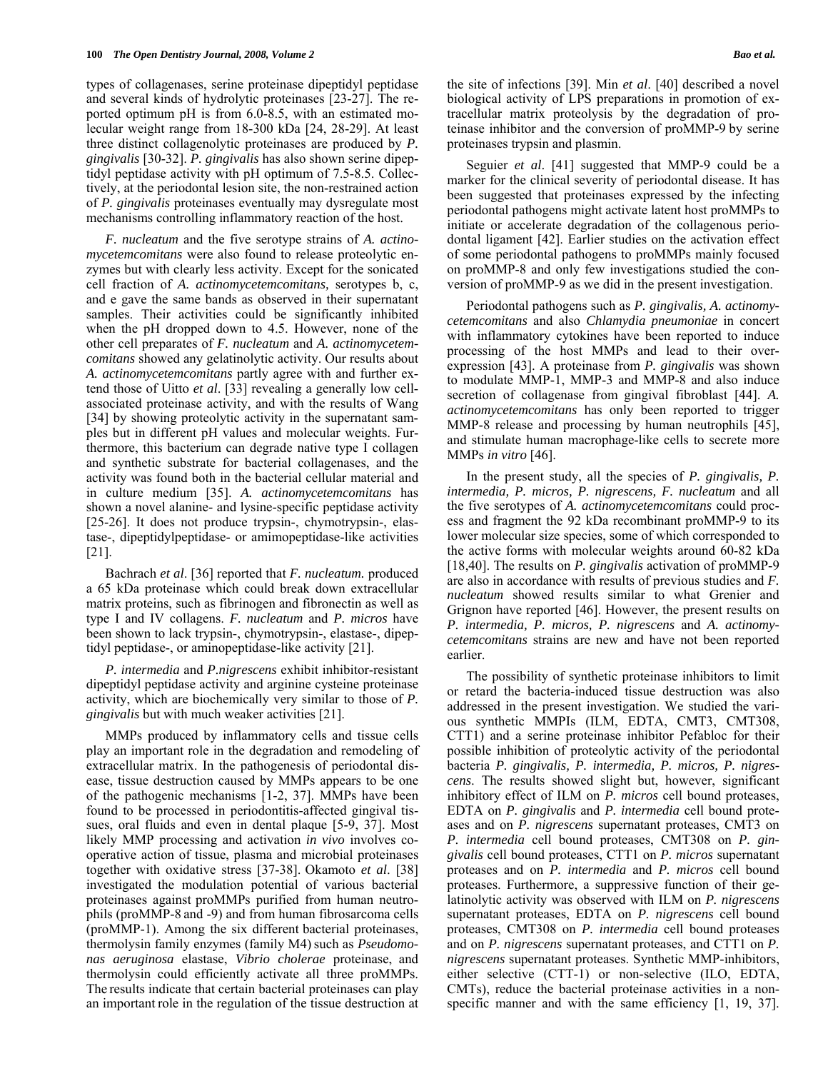types of collagenases, serine proteinase dipeptidyl peptidase and several kinds of hydrolytic proteinases [23-27]. The reported optimum pH is from 6.0-8.5, with an estimated molecular weight range from 18-300 kDa [24, 28-29]. At least three distinct collagenolytic proteinases are produced by *P. gingivalis* [30-32]. *P. gingivalis* has also shown serine dipeptidyl peptidase activity with pH optimum of 7.5-8.5. Collectively, at the periodontal lesion site, the non-restrained action of *P. gingivalis* proteinases eventually may dysregulate most mechanisms controlling inflammatory reaction of the host.

*F. nucleatum* and the five serotype strains of *A. actinomycetemcomitans* were also found to release proteolytic enzymes but with clearly less activity. Except for the sonicated cell fraction of *A. actinomycetemcomitans,* serotypes b, c, and e gave the same bands as observed in their supernatant samples. Their activities could be significantly inhibited when the pH dropped down to 4.5. However, none of the other cell preparates of *F. nucleatum* and *A. actinomycetemcomitans* showed any gelatinolytic activity. Our results about *A. actinomycetemcomitans* partly agree with and further extend those of Uitto *et al*. [33] revealing a generally low cell-associated proteinase activity, and with the results of Wang [34] by showing proteolytic activity in the supernatant samples but in different pH values and molecular weights. Furthermore, this bacterium can degrade native type I collagen and synthetic substrate for bacterial collagenases, and the activity was found both in the bacterial cellular material and in culture medium [35]. *A. actinomycetemcomitans* has shown a novel alanine- and lysine-specific peptidase activity [25-26]. It does not produce trypsin-, chymotrypsin-, elastase-, dipeptidylpeptidase- or amimopeptidase-like activities [21].

Bachrach *et al*. [36] reported that *F. nucleatum.* produced a 65 kDa proteinase which could break down extracellular matrix proteins, such as fibrinogen and fibronectin as well as type I and IV collagens. *F. nucleatum* and *P. micros* have been shown to lack trypsin-, chymotrypsin-, elastase-, dipeptidyl peptidase-, or aminopeptidase-like activity [21].

*P. intermedia* and *P.nigrescens* exhibit inhibitor-resistant dipeptidyl peptidase activity and arginine cysteine proteinase activity, which are biochemically very similar to those of *P. gingivalis* but with much weaker activities [21].

MMPs produced by inflammatory cells and tissue cells play an important role in the degradation and remodeling of extracellular matrix. In the pathogenesis of periodontal disease, tissue destruction caused by MMPs appears to be one of the pathogenic mechanisms [1-2, 37]. MMPs have been found to be processed in periodontitis-affected gingival tissues, oral fluids and even in dental plaque [5-9, 37]. Most likely MMP processing and activation *in vivo* involves cooperative action of tissue, plasma and microbial proteinases together with oxidative stress [37-38]. Okamoto *et al*. [38] investigated the modulation potential of various bacterial proteinases against proMMPs purified from human neutrophils (proMMP-8 and -9) and from human fibrosarcoma cells (proMMP-1). Among the six different bacterial proteinases, thermolysin family enzymes (family M4) such as *Pseudomonas aeruginosa* elastase, *Vibrio cholerae* proteinase, and thermolysin could efficiently activate all three proMMPs. The results indicate that certain bacterial proteinases can play an important role in the regulation of the tissue destruction at the site of infections [39]. Min *et al*. [40] described a novel biological activity of LPS preparations in promotion of extracellular matrix proteolysis by the degradation of proteinase inhibitor and the conversion of proMMP-9 by serine proteinases trypsin and plasmin.

Seguier *et al*. [41] suggested that MMP-9 could be a marker for the clinical severity of periodontal disease. It has been suggested that proteinases expressed by the infecting periodontal pathogens might activate latent host proMMPs to initiate or accelerate degradation of the collagenous periodontal ligament [42]. Earlier studies on the activation effect of some periodontal pathogens to proMMPs mainly focused on proMMP-8 and only few investigations studied the conversion of proMMP-9 as we did in the present investigation.

Periodontal pathogens such as *P. gingivalis, A. actinomycetemcomitans* and also *Chlamydia pneumoniae* in concert with inflammatory cytokines have been reported to induce processing of the host MMPs and lead to their overexpression [43]. A proteinase from *P. gingivalis* was shown to modulate MMP-1, MMP-3 and MMP-8 and also induce secretion of collagenase from gingival fibroblast [44]. *A. actinomycetemcomitans* has only been reported to trigger MMP-8 release and processing by human neutrophils [45], and stimulate human macrophage-like cells to secrete more MMPs *in vitro* [46].

In the present study, all the species of *P. gingivalis, P. intermedia, P. micros, P. nigrescens, F. nucleatum* and all the five serotypes of *A. actinomycetemcomitans* could process and fragment the 92 kDa recombinant proMMP-9 to its lower molecular size species, some of which corresponded to the active forms with molecular weights around 60-82 kDa [18,40]. The results on *P. gingivalis* activation of proMMP-9 are also in accordance with results of previous studies and *F. nucleatum* showed results similar to what Grenier and Grignon have reported [46]. However, the present results on *P. intermedia, P. micros, P. nigrescens* and *A. actinomycetemcomitans* strains are new and have not been reported earlier.

The possibility of synthetic proteinase inhibitors to limit or retard the bacteria-induced tissue destruction was also addressed in the present investigation. We studied the various synthetic MMPIs (ILM, EDTA, CMT3, CMT308, CTT1) and a serine proteinase inhibitor Pefabloc for their possible inhibition of proteolytic activity of the periodontal bacteria *P. gingivalis, P. intermedia, P. micros, P. nigrescens.* The results showed slight but, however, significant inhibitory effect of ILM on *P. micros* cell bound proteases, EDTA on *P. gingivalis* and *P. intermedia* cell bound proteases and on *P. nigrescens* supernatant proteases, CMT3 on *P. intermedia* cell bound proteases, CMT308 on *P. gingivalis* cell bound proteases, CTT1 on *P. micros* supernatant proteases and on *P. intermedia* and *P. micros* cell bound proteases. Furthermore, a suppressive function of their gelatinolytic activity was observed with ILM on *P. nigrescens* supernatant proteases, EDTA on *P. nigrescens* cell bound proteases, CMT308 on *P. intermedia* cell bound proteases and on *P. nigrescens* supernatant proteases, and CTT1 on *P. nigrescens* supernatant proteases. Synthetic MMP-inhibitors, either selective (CTT-1) or non-selective (ILO, EDTA, CMTs), reduce the bacterial proteinase activities in a non-specific manner and with the same efficiency [1, 19, 37].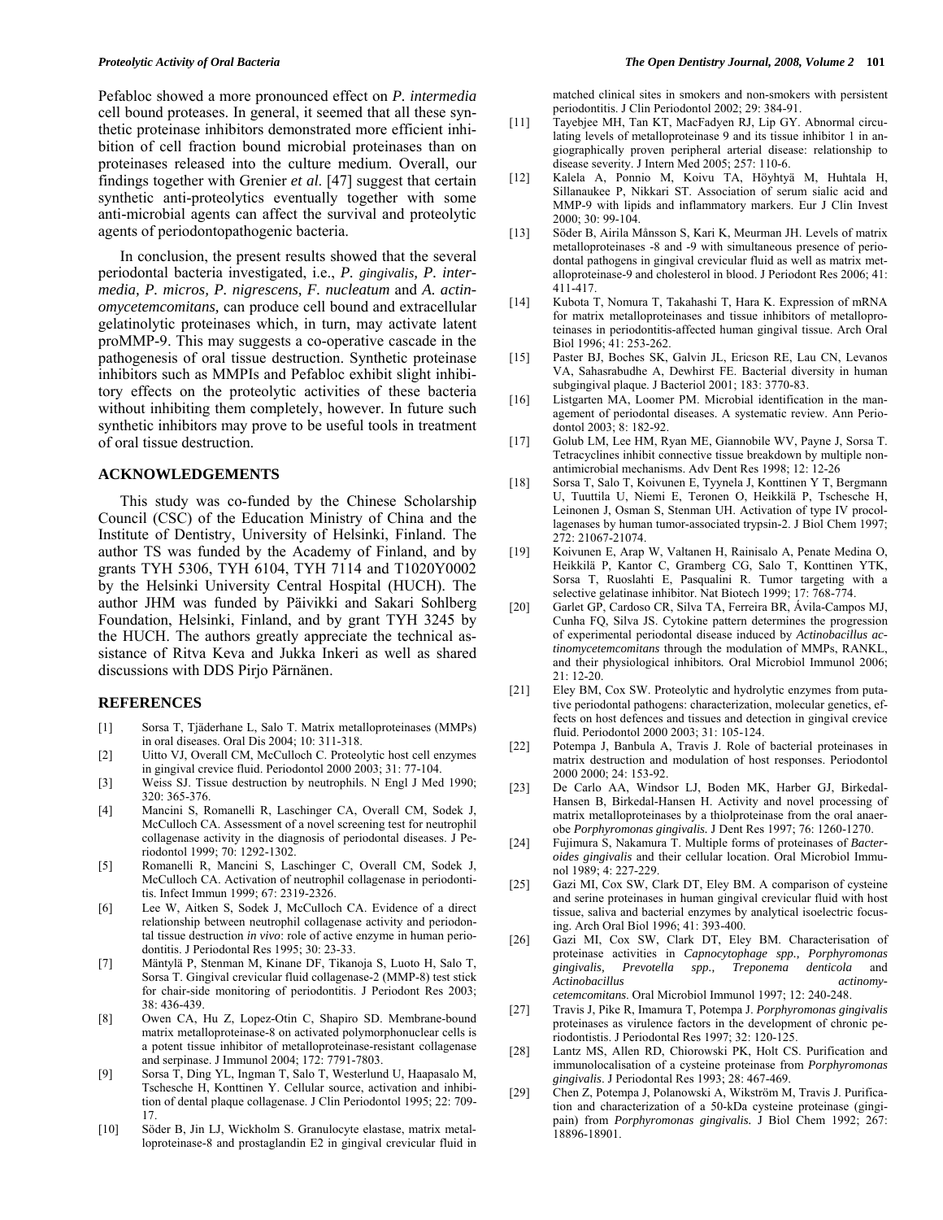Pefabloc showed a more pronounced effect on *P. intermedia* cell bound proteases. In general, it seemed that all these synthetic proteinase inhibitors demonstrated more efficient inhibition of cell fraction bound microbial proteinases than on proteinases released into the culture medium. Overall, our findings together with Grenier *et al.* [47] suggest that certain synthetic anti-proteolytics eventually together with some anti-microbial agents can affect the survival and proteolytic agents of periodontopathogenic bacteria.

In conclusion, the present results showed that the several periodontal bacteria investigated, i.e., *P. gingivalis, P. intermedia, P. micros, P. nigrescens, F. nucleatum* and *A. actinomycetemcomitans,* can produce cell bound and extracellular gelatinolytic proteinases which, in turn, may activate latent proMMP-9. This may suggests a co-operative cascade in the pathogenesis of oral tissue destruction. Synthetic proteinase inhibitors such as MMPIs and Pefabloc exhibit slight inhibitory effects on the proteolytic activities of these bacteria without inhibiting them completely, however. In future such synthetic inhibitors may prove to be useful tools in treatment of oral tissue destruction.

## ACKNOWLEDGEMENTS

This study was co-funded by the Chinese Scholarship Council (CSC) of the Education Ministry of China and the Institute of Dentistry, University of Helsinki, Finland. The author TS was funded by the Academy of Finland, and by grants TYH 5306, TYH 6104, TYH 7114 and T1020Y0002 by the Helsinki University Central Hospital (HUCH). The author JHM was funded by Päivikki and Sakari Sohlberg Foundation, Helsinki, Finland, and by grant TYH 3245 by the HUCH. The authors greatly appreciate the technical assistance of Ritva Keva and Jukka Inkeri as well as shared discussions with DDS Pirjo Pärnänen.

## REFERENCES

[1] Sorsa T, Tjäderhane L, Salo T. Matrix metalloproteinases (MMPs) in oral diseases. Oral Dis 2004; 10: 311-318.

[2] Uitto VJ, Overall CM, McCulloch C. Proteolytic host cell enzymes in gingival crevice fluid. Periodontol 2000 2003; 31: 77-104.

[3] Weiss SJ. Tissue destruction by neutrophils. N Engl J Med 1990; 320: 365-376.

[4] Mancini S, Romanelli R, Laschinger CA, Overall CM, Sodek J, McCulloch CA. Assessment of a novel screening test for neutrophil collagenase activity in the diagnosis of periodontal diseases. J Periodontol 1999; 70: 1292-1302.

[5] Romanelli R, Mancini S, Laschinger C, Overall CM, Sodek J, McCulloch CA. Activation of neutrophil collagenase in periodontitis. Infect Immun 1999; 67: 2319-2326.

[6] Lee W, Aitken S, Sodek J, McCulloch CA. Evidence of a direct relationship between neutrophil collagenase activity and periodontal tissue destruction *in vivo*: role of active enzyme in human periodontitis. J Periodontal Res 1995; 30: 23-33.

[7] Mäntylä P, Stenman M, Kinane DF, Tikanoja S, Luoto H, Salo T, Sorsa T. Gingival crevicular fluid collagenase-2 (MMP-8) test stick for chair-side monitoring of periodontitis. J Periodont Res 2003; 38: 436-439.

[8] Owen CA, Hu Z, Lopez-Otin C, Shapiro SD. Membrane-bound matrix metalloproteinase-8 on activated polymorphonuclear cells is a potent tissue inhibitor of metalloproteinase-resistant collagenase and serpinase. J Immunol 2004; 172: 7791-7803.

[9] Sorsa T, Ding YL, Ingman T, Salo T, Westerlund U, Haapasalo M, Tschesche H, Konttinen Y. Cellular source, activation and inhibition of dental plaque collagenase. J Clin Periodontol 1995; 22: 709-17.

[10] Söder B, Jin LJ, Wickholm S. Granulocyte elastase, matrix metalloproteinase-8 and prostaglandin E2 in gingival crevicular fluid in matched clinical sites in smokers and non-smokers with persistent periodontitis. J Clin Periodontol 2002; 29: 384-91.

[11] Tayebjee MH, Tan KT, MacFadyen RJ, Lip GY. Abnormal circulating levels of metalloproteinase 9 and its tissue inhibitor 1 in angiographically proven peripheral arterial disease: relationship to disease severity. J Intern Med 2005; 257: 110-6.

[12] Kalela A, Ponnio M, Koivu TA, Höyhtyä M, Huhtala H, Sillanaukee P, Nikkari ST. Association of serum sialic acid and MMP-9 with lipids and inflammatory markers. Eur J Clin Invest 2000; 30: 99-104.

[13] Söder B, Airila Månsson S, Kari K, Meurman JH. Levels of matrix metalloproteinases -8 and -9 with simultaneous presence of periodontal pathogens in gingival crevicular fluid as well as matrix metalloproteinase-9 and cholesterol in blood. J Periodont Res 2006; 41: 411-417.

[14] Kubota T, Nomura T, Takahashi T, Hara K. Expression of mRNA for matrix metalloproteinases and tissue inhibitors of metalloproteinases in periodontitis-affected human gingival tissue. Arch Oral Biol 1996; 41: 253-262.

[15] Paster BJ, Boches SK, Galvin JL, Ericson RE, Lau CN, Levanos VA, Sahasrabudhe A, Dewhirst FE. Bacterial diversity in human subgingival plaque. J Bacteriol 2001; 183: 3770-83.

[16] Listgarten MA, Loomer PM. Microbial identification in the management of periodontal diseases. A systematic review. Ann Periodontol 2003; 8: 182-92.

[17] Golub LM, Lee HM, Ryan ME, Giannobile WV, Payne J, Sorsa T. Tetracyclines inhibit connective tissue breakdown by multiple non-antimicrobial mechanisms. Adv Dent Res 1998; 12: 12-26

[18] Sorsa T, Salo T, Koivunen E, Tyynela J, Konttinen Y T, Bergmann U, Tuuttila U, Niemi E, Teronen O, Heikkilä P, Tschesche H, Leinonen J, Osman S, Stenman UH. Activation of type IV procollagenases by human tumor-associated trypsin-2. J Biol Chem 1997; 272: 21067-21074.

[19] Koivunen E, Arap W, Valtanen H, Rainisalo A, Penate Medina O, Heikkilä P, Kantor C, Gramberg CG, Salo T, Konttinen YTK, Sorsa T, Ruoslahti E, Pasqualini R. Tumor targeting with a selective gelatinase inhibitor. Nat Biotech 1999; 17: 768-774.

[20] Garlet GP, Cardoso CR, Silva TA, Ferreira BR, Ávila-Campos MJ, Cunha FQ, Silva JS. Cytokine pattern determines the progression of experimental periodontal disease induced by *Actinobacillus actinomycetemcomitans* through the modulation of MMPs, RANKL, and their physiological inhibitors*.* Oral Microbiol Immunol 2006; 21: 12-20.

[21] Eley BM, Cox SW. Proteolytic and hydrolytic enzymes from putative periodontal pathogens: characterization, molecular genetics, effects on host defences and tissues and detection in gingival crevice fluid. Periodontol 2000 2003; 31: 105-124.

[22] Potempa J, Banbula A, Travis J. Role of bacterial proteinases in matrix destruction and modulation of host responses. Periodontol 2000 2000; 24: 153-92.

[23] De Carlo AA, Windsor LJ, Boden MK, Harber GJ, Birkedal-Hansen B, Birkedal-Hansen H. Activity and novel processing of matrix metalloproteinases by a thiolproteinase from the oral anaerobe *Porphyromonas gingivalis.* J Dent Res 1997; 76: 1260-1270.

[24] Fujimura S, Nakamura T. Multiple forms of proteinases of *Bacteroides gingivalis* and their cellular location. Oral Microbiol Immunol 1989; 4: 227-229.

[25] Gazi MI, Cox SW, Clark DT, Eley BM. A comparison of cysteine and serine proteinases in human gingival crevicular fluid with host tissue, saliva and bacterial enzymes by analytical isoelectric focusing. Arch Oral Biol 1996; 41: 393-400.

[26] Gazi MI, Cox SW, Clark DT, Eley BM. Characterisation of proteinase activities in *Capnocytophage spp., Porphyromonas gingivalis, Prevotella spp., Treponema denticola* and *Actinobacillus actinomycetemcomitans*. Oral Microbiol Immunol 1997; 12: 240-248.

[27] Travis J, Pike R, Imamura T, Potempa J. *Porphyromonas gingivalis* proteinases as virulence factors in the development of chronic periodontitis. J Periodontal Res 1997; 32: 120-125.

[28] Lantz MS, Allen RD, Chiorowski PK, Holt CS. Purification and immunolocalisation of a cysteine proteinase from *Porphyromonas gingivalis*. J Periodontal Res 1993; 28: 467-469.

[29] Chen Z, Potempa J, Polanowski A, Wikström M, Travis J. Purification and characterization of a 50-kDa cysteine proteinase (gingipain) from *Porphyromonas gingivalis.* J Biol Chem 1992; 267: 18896-18901.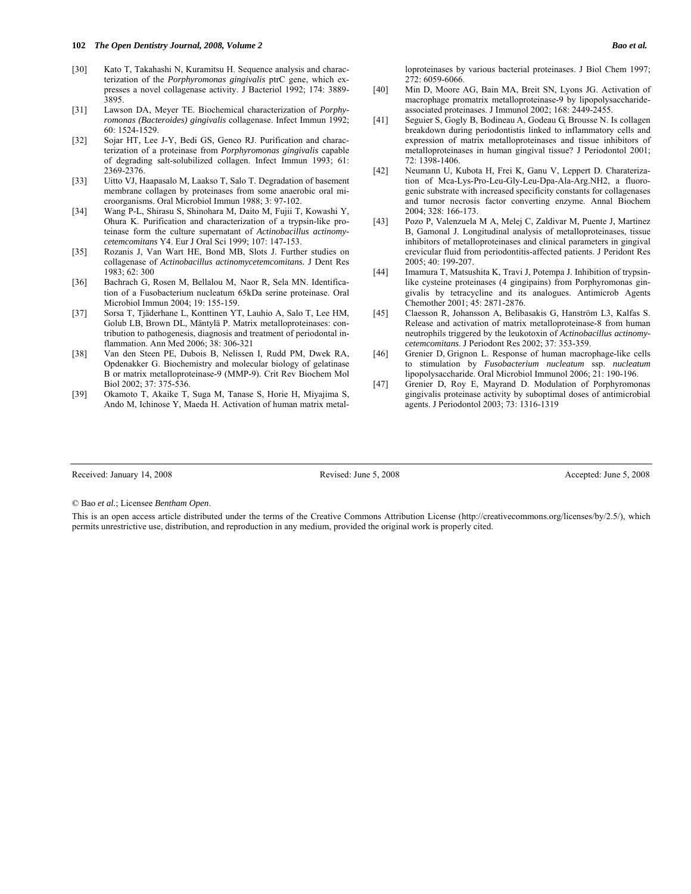[30] Kato T, Takahashi N, Kuramitsu H. Sequence analysis and characterization of the *Porphyromonas gingivalis* prtC gene, which expresses a novel collagenase activity. J Bacteriol 1992; 174: 3889-3895.

[31] Lawson DA, Meyer TE. Biochemical characterization of *Porphyromonas (Bacteroides) gingivalis* collagenase. Infect Immun 1992; 60: 1524-1529.

[32] Sojar HT, Lee J-Y, Bedi GS, Genco RJ. Purification and characterization of a proteinase from *Porphyromonas gingivalis* capable of degrading salt-solubilized collagen. Infect Immun 1993; 61: 2369-2376.

[33] Uitto VJ, Haapasalo M, Laakso T, Salo T. Degradation of basement membrane collagen by proteinases from some anaerobic oral microorganisms. Oral Microbiol Immun 1988; 3: 97-102.

[34] Wang P-L, Shirasu S, Shinohara M, Daito M, Fujii T, Kowashi Y, Ohura K. Purification and characterization of a trypsin-like proteinase form the culture supernatant of *Actinobacillus actinomycetemcomitans* Y4. Eur J Oral Sci 1999; 107: 147-153.

[35] Rozanis J, Van Wart HE, Bond MB, Slots J. Further studies on collagenase of *Actinobacillus actinomycetemcomitans.* J Dent Res 1983; 62: 300

[36] Bachrach G, Rosen M, Bellalou M, Naor R, Sela MN. Identification of a Fusobacterium nucleatum 65kDa serine proteinase. Oral Microbiol Immun 2004; 19: 155-159.

[37] Sorsa T, Tjäderhane L, Konttinen YT, Lauhio A, Salo T, Lee HM, Golub LB, Brown DL, Mäntylä P. Matrix metalloproteinases: contribution to pathogenesis, diagnosis and treatment of periodontal inflammation. Ann Med 2006; 38: 306-321

[38] Van den Steen PE, Dubois B, Nelissen I, Rudd PM, Dwek RA, Opdenakker G. Biochemistry and molecular biology of gelatinase B or matrix metalloproteinase-9 (MMP-9). Crit Rev Biochem Mol Biol 2002; 37: 375-536.

[39] Okamoto T, Akaike T, Suga M, Tanase S, Horie H, Miyajima S, Ando M, Ichinose Y, Maeda H. Activation of human matrix metalloproteinases by various bacterial proteinases. J Biol Chem 1997; 272: 6059-6066.

[40] Min D, Moore AG, Bain MA, Breit SN, Lyons JG. Activation of macrophage promatrix metalloproteinase-9 by lipopolysaccharide-associated proteinases. J Immunol 2002; 168: 2449-2455.

[41] Seguier S, Gogly B, Bodineau A, Godeau G, Brousse N. Is collagen breakdown during periodontistis linked to inflammatory cells and expression of matrix metalloproteinases and tissue inhibitors of metalloproteinases in human gingival tissue? J Periodontol 2001; 72: 1398-1406.

[42] Neumann U, Kubota H, Frei K, Ganu V, Leppert D. Charaterization of Mca-Lys-Pro-Leu-Gly-Leu-Dpa-Ala-Arg.NH2, a fluorogenic substrate with increased specificity constants for collagenases and tumor necrosis factor converting enzyme. Annal Biochem 2004; 328: 166-173.

[43] Pozo P, Valenzuela M A, Melej C, Zaldivar M, Puente J, Martinez B, Gamonal J. Longitudinal analysis of metalloproteinases, tissue inhibitors of metalloproteinases and clinical parameters in gingival crevicular fluid from periodontitis-affected patients. J Peridont Res 2005; 40: 199-207.

[44] Imamura T, Matsushita K, Travi J, Potempa J. Inhibition of trypsin-like cysteine proteinases (4 gingipains) from Porphyromonas gingivalis by tetracycline and its analogues. Antimicrob Agents Chemother 2001; 45: 2871-2876.

[45] Claesson R, Johansson A, Belibasakis G, Hanström L3, Kalfas S. Release and activation of matrix metalloproteinase-8 from human neutrophils triggered by the leukotoxin of *Actinobacillus actinomycetemcomitans*. J Periodont Res 2002; 37: 353-359.

[46] Grenier D, Grignon L. Response of human macrophage-like cells to stimulation by *Fusobacterium nucleatum* ssp. *nucleatum* lipopolysaccharide. Oral Microbiol Immunol 2006; 21: 190-196.

[47] Grenier D, Roy E, Mayrand D. Modulation of Porphyromonas gingivalis proteinase activity by suboptimal doses of antimicrobial agents. J Periodontol 2003; 73: 1316-1319

Received: January 14, 2008 Revised: June 5, 2008 Accepted: June 5, 2008

© Bao *et al.*; Licensee *Bentham Open*.

This is an open access article distributed under the terms of the Creative Commons Attribution License (http://creativecommons.org/licenses/by/2.5/), which permits unrestrictive use, distribution, and reproduction in any medium, provided the original work is properly cited.